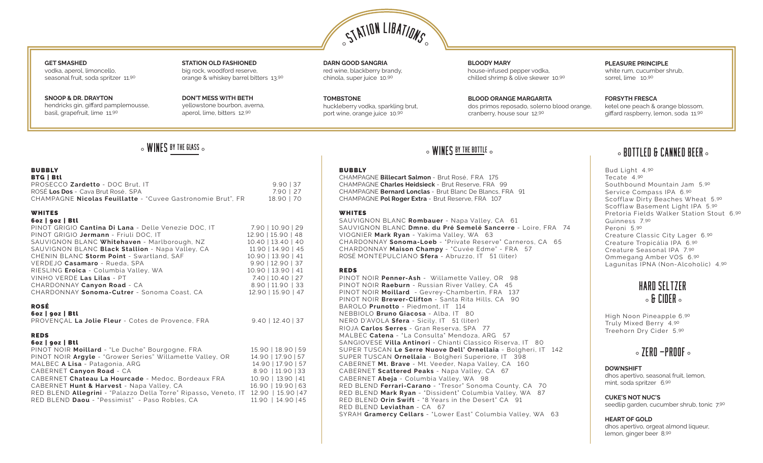# STATION LIBATIONS

**GET SMASHED**
vodka, aperol, limoncello, seasonal fruit, soda spritzer 11.90

**SNOOP & DR. DRAYTON**
hendricks gin, giffard pamplemousse, basil, grapefruit, lime 11.90

**STATION OLD FASHIONED**
big rock, woodford reserve, orange & whiskey barrel bitters 13.90

**DON'T MESS WITH BETH**
yellowstone bourbon, averna, aperol, lime, bitters 12.90

**DARN GOOD SANGRIA**
red wine, blackberry brandy, chinola, super juice 10.90

**TOMBSTONE**
huckleberry vodka, sparkling brut, port wine, orange juice 10.90

**BLOODY MARY**
house-infused pepper vodka, chilled shrimp & olive skewer 10.90

**BLOOD ORANGE MARGARITA**
dos primos reposado, solerno blood orange, cranberry, house sour 12.90

**PLEASURE PRINCIPLE**
white rum, cucumber shrub, sorrel, lime 10.90

**FORSYTH FRESCA**
ketel one peach & orange blossom, giffard raspberry, lemon, soda 11.90

## WINES BY THE GLASS

### BUBBLY

| | BTG \| Btl |
|---|---|
| PROSECCO **Zardetto** - DOC Brut, IT | 9.90 \| 37 |
| ROSÉ **Los Dos** - Cava Brut Rosé, SPA | 7.90 \| 27 |
| CHAMPAGNE **Nicolas Feuillatte** - "Cuvee Gastronomie Brut", FR | 18.90 \| 70 |

### WHITES

| | 6oz \| 9oz \| Btl |
|---|---|
| PINOT GRIGIO **Cantina Di Lana** - Delle Venezie DOC, IT | 7.90 \| 10.90 \| 29 |
| PINOT GRIGIO **Jermann** - Friuli DOC, IT | 12.90 \| 15.90 \| 48 |
| SAUVIGNON BLANC **Whitehaven** - Marlborough, NZ | 10.40 \| 13.40 \| 40 |
| SAUVIGNON BLANC **Black Stallion** - Napa Valley, CA | 11.90 \| 14.90 \| 45 |
| CHENIN BLANC **Storm Point** - Swartland, SAF | 10.90 \| 13.90 \| 41 |
| VERDEJO **Casamaro** - Rueda, SPA | 9.90 \| 12.90 \| 37 |
| RIESLING **Eroica** - Columbia Valley, WA | 10.90 \| 13.90 \| 41 |
| VINHO VERDE **Las Lilas** - PT | 7.40 \| 10.40 \| 27 |
| CHARDONNAY **Canyon Road** - CA | 8.90 \| 11.90 \| 33 |
| CHARDONNAY **Sonoma-Cutrer** - Sonoma Coast, CA | 12.90 \| 15.90 \| 47 |

### ROSÉ

| | 6oz \| 9oz \| Btl |
|---|---|
| PROVENÇAL **La Jolie Fleur** - Cotes de Provence, FRA | 9.40 \| 12.40 \| 37 |

### REDS

| | 6oz \| 9oz \| Btl |
|---|---|
| PINOT NOIR **Moillard** - "Le Duche" Bourgogne, FRA | 15.90 \| 18.90 \| 59 |
| PINOT NOIR **Argyle** - "Grower Series" Willamette Valley, OR | 14.90 \| 17.90 \| 57 |
| MALBEC **A Lisa** - Patagonia, ARG | 14.90 \| 17.90 \| 57 |
| CABERNET **Canyon Road** - CA | 8.90 \| 11.90 \| 33 |
| CABERNET **Chateau La Hourcade** - Medoc, Bordeaux FRA | 10.90 \| 13.90 \| 41 |
| CABERNET **Hunt & Harvest** - Napa Valley, CA | 16.90 \| 19.90 \| 63 |
| RED BLEND **Allegrini** - "Palazzo Della Torre" Ripasso, Veneto, IT | 12.90 \| 15.90 \| 47 |
| RED BLEND **Daou** - "Pessimist" - Paso Robles, CA | 11.90 \| 14.90 \| 45 |

## WINES BY THE BOTTLE

### BUBBLY

- CHAMPAGNE **Billecart Salmon** - Brut Rosé, FRA 175
- CHAMPAGNE **Charles Heidsieck** - Brut Reserve, FRA 99
- CHAMPAGNE **Bernard Lonclas** - Brut Blanc De Blancs, FRA 91
- CHAMPAGNE **Pol Roger Extra** - Brut Reserve, FRA 107

### WHITES

- SAUVIGNON BLANC **Rombauer** - Napa Valley, CA 61
- SAUVIGNON BLANC **Dmne. du Pré Semelé Sancerre** - Loire, FRA 74
- VIOGNIER **Mark Ryan** - Yakima Valley, WA 63
- CHARDONNAY **Sonoma-Loeb** - "Private Reserve" Carneros, CA 65
- CHARDONNAY **Maison Champy** - "Cuvée Edme" - FRA 57
- ROSÉ MONTEPULCIANO **Sfera** - Abruzzo, IT 51 (liter)

### REDS

- PINOT NOIR **Penner-Ash** - Willamette Valley, OR 98
- PINOT NOIR **Raeburn** - Russian River Valley, CA 45
- PINOT NOIR **Moillard** - Gevrey-Chambertin, FRA 137
- PINOT NOIR **Brewer-Clifton** - Santa Rita Hills, CA 90
- BAROLO **Prunotto** - Piedmont, IT 114
- NEBBIOLO **Bruno Giacosa** - Alba, IT 80
- NERO D'AVOLA **Sfera** - Sicily, IT 51 (liter)
- RIOJA **Carlos Serres** - Gran Reserva, SPA 77
- MALBEC **Catena** - "La Consulta" Mendoza, ARG 57
- SANGIOVESE **Villa Antinori** - Chianti Classico Riserva, IT 80
- SUPER TUSCAN **Le Serre Nuove Dell' Ornellaia** - Bolgheri, IT 142
- SUPER TUSCAN **Ornellaia** - Bolgheri Superiore, IT 398
- CABERNET **Mt. Brave** - Mt. Veeder, Napa Valley, CA 160
- CABERNET **Scattered Peaks** - Napa Valley, CA 67
- CABERNET **Abeja** - Columbia Valley, WA 98
- RED BLEND **Ferrari-Carano** - "Tresor" Sonoma County, CA 70
- RED BLEND **Mark Ryan** - "Dissident" Columbia Valley, WA 87
- RED BLEND **Orin Swift** - "8 Years in the Desert" CA 91
- RED BLEND **Leviathan** - CA 67
- SYRAH **Gramercy Cellars** - "Lower East" Columbia Valley, WA 63

## BOTTLED & CANNED BEER

- Bud Light 4.90
- Tecate 4.90
- Southbound Mountain Jam 5.90
- Service Compass IPA 6.90
- Scofflaw Dirty Beaches Wheat 5.90
- Scofflaw Basement Light IPA 5.90
- Pretoria Fields Walker Station Stout 6.90
- Guinness 7.90
- Peroni 5.90
- Creature Classic City Lager 6.90
- Creature Tropicália IPA 6.90
- Creature Seasonal IPA 7.90
- Ommegang Amber VOS 6.90
- Lagunitas IPNA (Non-Alcoholic) 4.90

## HARD SELTZER & CIDER

- High Noon Pineapple 6.90
- Truly Mixed Berry 4.90
- Treehorn Dry Cider 5.90

## ZERO-PROOF

**DOWNSHIFT**
dhos apertivo, seasonal fruit, lemon, mint, soda spritzer 6.90

**CUKE'S NOT NUC'S**
seedlip garden, cucumber shrub, tonic 7.90

**HEART OF GOLD**
dhos apertivo, orgeat almond liqueur, lemon, ginger beer 8.90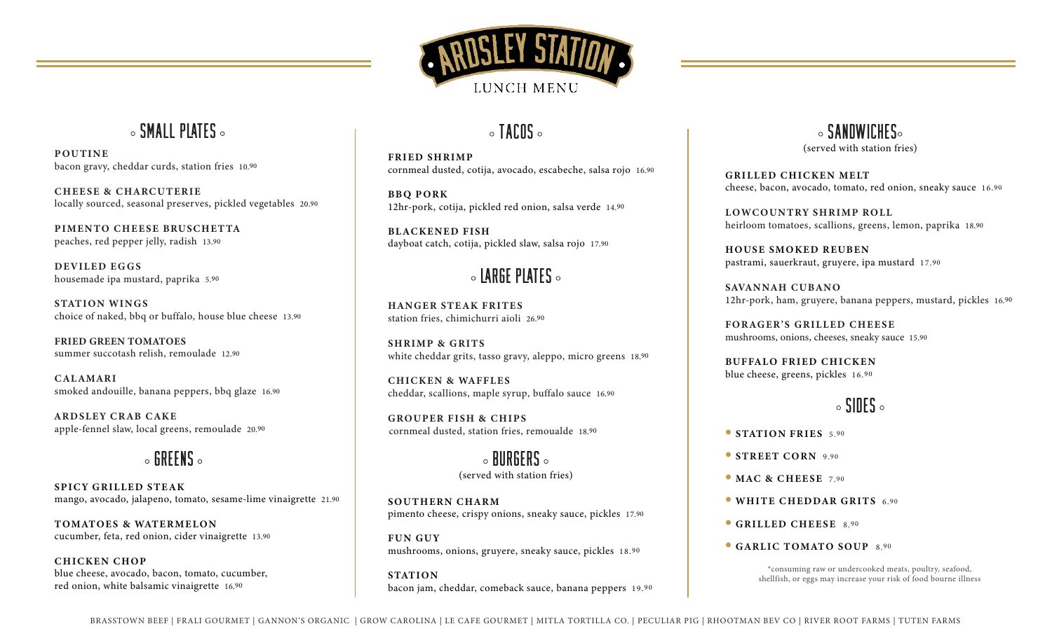# ARDSLEY STATION

LUNCH MENU

## ◦ SMALL PLATES ◦

**POUTINE**
bacon gravy, cheddar curds, station fries 10.90

**CHEESE & CHARCUTERIE**
locally sourced, seasonal preserves, pickled vegetables 20.90

**PIMENTO CHEESE BRUSCHETTA**
peaches, red pepper jelly, radish 13.90

**DEVILED EGGS**
housemade ipa mustard, paprika 5.90

**STATION WINGS**
choice of naked, bbq or buffalo, house blue cheese 13.90

**FRIED GREEN TOMATOES**
summer succotash relish, remoulade 12.90

**CALAMARI**
smoked andouille, banana peppers, bbq glaze 16.90

**ARDSLEY CRAB CAKE**
apple-fennel slaw, local greens, remoulade 20.90

## ◦ GREENS ◦

**SPICY GRILLED STEAK**
mango, avocado, jalapeno, tomato, sesame-lime vinaigrette 21.90

**TOMATOES & WATERMELON**
cucumber, feta, red onion, cider vinaigrette 13.90

**CHICKEN CHOP**
blue cheese, avocado, bacon, tomato, cucumber, red onion, white balsamic vinaigrette 16.90

## ◦ TACOS ◦

**FRIED SHRIMP**
cornmeal dusted, cotija, avocado, escabeche, salsa rojo 16.90

**BBQ PORK**
12hr-pork, cotija, pickled red onion, salsa verde 14.90

**BLACKENED FISH**
dayboat catch, cotija, pickled slaw, salsa rojo 17.90

## ◦ LARGE PLATES ◦

**HANGER STEAK FRITES**
station fries, chimichurri aioli 26.90

**SHRIMP & GRITS**
white cheddar grits, tasso gravy, aleppo, micro greens 18.90

**CHICKEN & WAFFLES**
cheddar, scallions, maple syrup, buffalo sauce 16.90

**GROUPER FISH & CHIPS**
cornmeal dusted, station fries, remoualde 18.90

## ◦ BURGERS ◦

(served with station fries)

**SOUTHERN CHARM**
pimento cheese, crispy onions, sneaky sauce, pickles 17.90

**FUN GUY**
mushrooms, onions, gruyere, sneaky sauce, pickles 18.90

**STATION**
bacon jam, cheddar, comeback sauce, banana peppers 19.90

## ◦ SANDWICHES ◦

(served with station fries)

**GRILLED CHICKEN MELT**
cheese, bacon, avocado, tomato, red onion, sneaky sauce 16.90

**LOWCOUNTRY SHRIMP ROLL**
heirloom tomatoes, scallions, greens, lemon, paprika 18.90

**HOUSE SMOKED REUBEN**
pastrami, sauerkraut, gruyere, ipa mustard 17.90

**SAVANNAH CUBANO**
12hr-pork, ham, gruyere, banana peppers, mustard, pickles 16.90

**FORAGER'S GRILLED CHEESE**
mushrooms, onions, cheeses, sneaky sauce 15.90

**BUFFALO FRIED CHICKEN**
blue cheese, greens, pickles 16.90

## ◦ SIDES ◦

- **STATION FRIES** 5.90
- **STREET CORN** 9.90
- **MAC & CHEESE** 7.90
- **WHITE CHEDDAR GRITS** 6.90
- **GRILLED CHEESE** 8.90
- **GARLIC TOMATO SOUP** 8.90

*consuming raw or undercooked meats, poultry, seafood, shellfish, or eggs may increase your risk of food bourne illness

BRASSTOWN BEEF | FRALI GOURMET | GANNON'S ORGANIC | GROW CAROLINA | LE CAFE GOURMET | MITLA TORTILLA CO. | PECULIAR PIG | RHOOTMAN BEV CO | RIVER ROOT FARMS | TUTEN FARMS